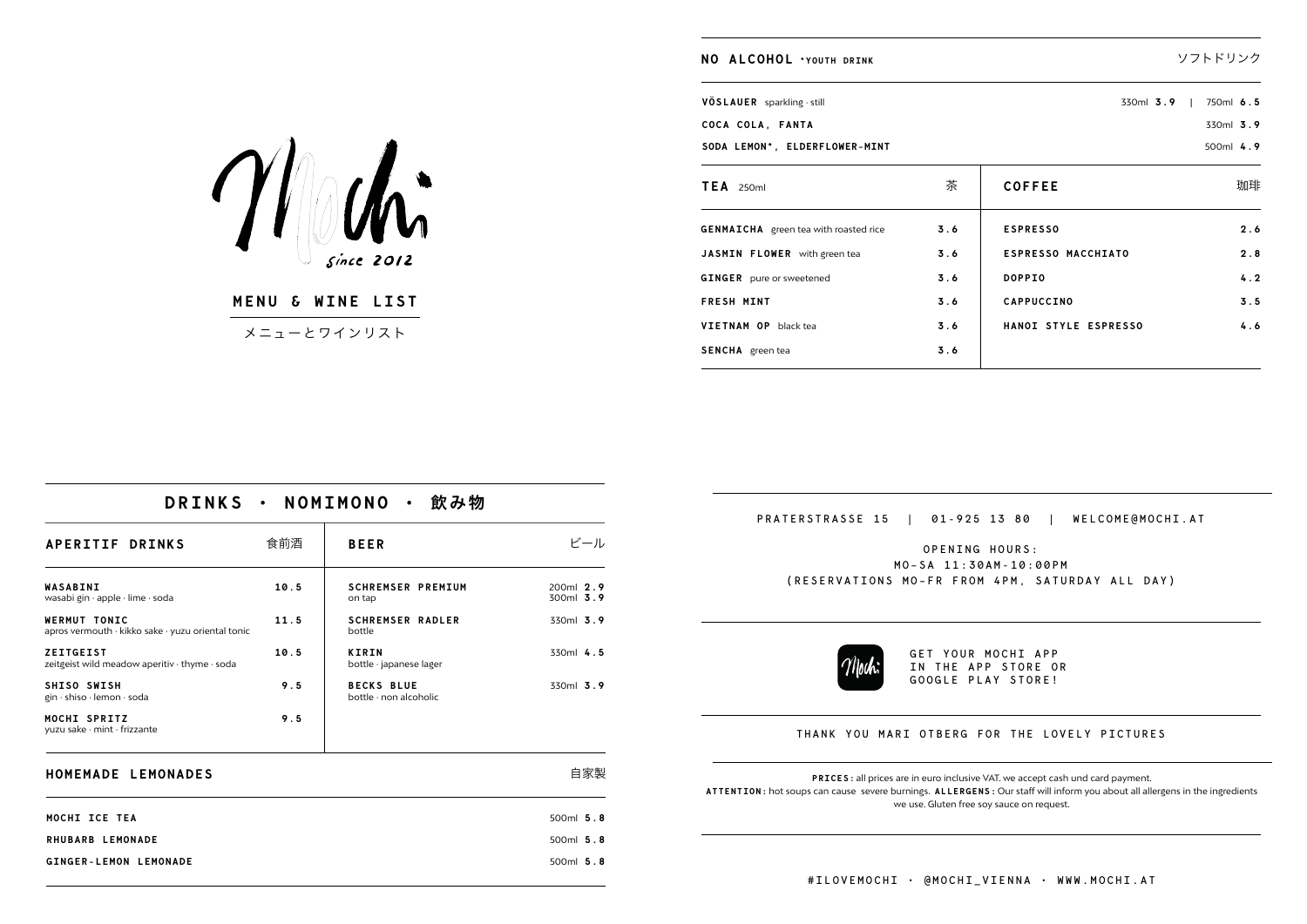# Mochi

*since 2012*

## MENU & WINE LIST

メニューとワインリスト

## DRINKS · NOMIMONO · 飲み物

### APERITIF DRINKS 食前酒

| | |
|---|---|
| **WASABINI**<br>wasabi gin · apple · lime · soda | 10.5 |
| **WERMUT TONIC**<br>apros vermouth · kikko sake · yuzu oriental tonic | 11.5 |
| **ZEITGEIST**<br>zeitgeist wild meadow aperitiv · thyme · soda | 10.5 |
| **SHISO SWISH**<br>gin · shiso · lemon · soda | 9.5 |
| **MOCHI SPRITZ**<br>yuzu sake · mint · frizzante | 9.5 |

### BEER ビール

| | |
|---|---|
| **SCHREMSER PREMIUM**<br>on tap | 200ml **2.9**<br>300ml **3.9** |
| **SCHREMSER RADLER**<br>bottle | 330ml **3.9** |
| **KIRIN**<br>bottle · japanese lager | 330ml **4.5** |
| **BECKS BLUE**<br>bottle · non alcoholic | 330ml **3.9** |

### HOMEMADE LEMONADES 自家製

| | |
|---|---|
| **MOCHI ICE TEA** | 500ml **5.8** |
| **RHUBARB LEMONADE** | 500ml **5.8** |
| **GINGER-LEMON LEMONADE** | 500ml **5.8** |

### NO ALCOHOL *YOUTH DRINK ソフトドリンク

| | |
|---|---|
| **VÖSLAUER** sparkling · still | 330ml **3.9** \| 750ml **6.5** |
| **COCA COLA, FANTA** | 330ml **3.9** |
| **SODA LEMON*, ELDERFLOWER-MINT** | 500ml **4.9** |

### TEA 250ml 茶

| | |
|---|---|
| **GENMAICHA** green tea with roasted rice | 3.6 |
| **JASMIN FLOWER** with green tea | 3.6 |
| **GINGER** pure or sweetened | 3.6 |
| **FRESH MINT** | 3.6 |
| **VIETNAM OP** black tea | 3.6 |
| **SENCHA** green tea | 3.6 |

### COFFEE 珈琲

| | |
|---|---|
| **ESPRESSO** | 2.6 |
| **ESPRESSO MACCHIATO** | 2.8 |
| **DOPPIO** | 4.2 |
| **CAPPUCCINO** | 3.5 |
| **HANOI STYLE ESPRESSO** | 4.6 |

---

PRATERSTRASSE 15 | 01-925 13 80 | WELCOME@MOCHI.AT

OPENING HOURS:
MO-SA 11:30AM-10:00PM
(RESERVATIONS MO-FR FROM 4PM, SATURDAY ALL DAY)

GET YOUR MOCHI APP IN THE APP STORE OR GOOGLE PLAY STORE!

THANK YOU MARI OTBERG FOR THE LOVELY PICTURES

**PRICES:** all prices are in euro inclusive VAT. we accept cash und card payment.
**ATTENTION:** hot soups can cause severe burnings. **ALLERGENS:** Our staff will inform you about all allergens in the ingredients we use. Gluten free soy sauce on request.

#ILOVEMOCHI · @MOCHI_VIENNA · WWW.MOCHI.AT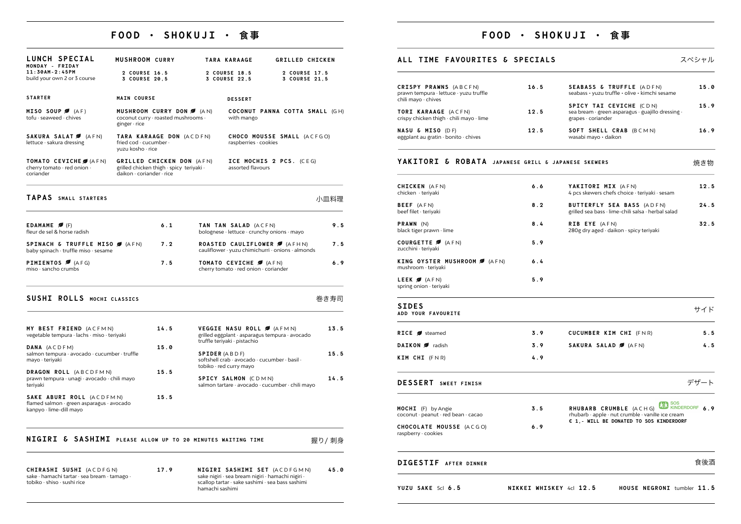# FOOD · SHOKUJI · 食事

## LUNCH SPECIAL

MONDAY - FRIDAY
11:30AM-2:45PM
build your own 2 or 3 course

| | MUSHROOM CURRY | TARA KARAAGE | GRILLED CHICKEN |
|---|---|---|---|
| 2 COURSE | 16.5 | 18.5 | 17.5 |
| 3 COURSE | 20.5 | 22.5 | 21.5 |

**STARTER**

**MISO SOUP** (A F)
tofu · seaweed · chives

**SAKURA SALAT** (A F N)
lettuce · sakura dressing

**TOMATO CEVICHE** (A F N)
cherry tomato · red onion · coriander

**MAIN COURSE**

**MUSHROOM CURRY DON** (A N)
coconut curry · roasted mushrooms · ginger · rice

**TARA KARAAGE DON** (A C D F N)
fried cod · cucumber · yuzu kosho · rice

**GRILLED CHICKEN DON** (A F N)
grilled chicken thigh · spicy teriyaki · daikon · coriander · rice

**DESSERT**

**COCONUT PANNA COTTA SMALL** (G H)
with mango

**CHOCO MOUSSE SMALL** (A C F G O)
raspberries · cookies

**ICE MOCHIS 2 PCS.** (C E G)
assorted flavours

## TAPAS SMALL STARTERS 小皿料理

| | |
|---|---|
| **EDAMAME** (F) fleur de sel & horse radish | 6.1 |
| **SPINACH & TRUFFLE MISO** (A F N) baby spinach · truffle miso · sesame | 7.2 |
| **PIMIENTOS** (A F G) miso · sancho crumbs | 7.5 |
| **TAN TAN SALAD** (A C F N) bolognese · lettuce · crunchy onions · mayo | 9.5 |
| **ROASTED CAULIFLOWER** (A F H N) cauliflower · yuzu chimichurri · onions · almonds | 7.5 |
| **TOMATO CEVICHE** (A F N) cherry tomato · red onion · coriander | 6.9 |

## SUSHI ROLLS MOCHI CLASSICS 巻き寿司

| | |
|---|---|
| **MY BEST FRIEND** (A C F M N) vegetable tempura · lachs · miso · teriyaki | 14.5 |
| **DANA** (A C D F M) salmon tempura · avocado · cucumber · truffle mayo · teriyaki | 15.0 |
| **DRAGON ROLL** (A B C D F M N) prawn tempura · unagi · avocado · chili mayo teriyaki | 15.5 |
| **SAKE ABURI ROLL** (A C D F M N) flamed salmon · green asparagus · avocado kanpyo · lime-dill mayo | 15.5 |
| **VEGGIE NASU ROLL** (A F M N) grilled eggplant · asparagus tempura · avocado truffle teriyaki · pistachio | 13.5 |
| **SPIDER** (A B D F) softshell crab · avocado · cucumber · basil · tobiko · red curry mayo | 15.5 |
| **SPICY SALMON** (C D M N) salmon tartare · avocado · cucumber · chili mayo | 14.5 |

## NIGIRI & SASHIMI PLEASE ALLOW UP TO 20 MINUTES WAITING TIME 握り / 刺身

| | |
|---|---|
| **CHIRASHI SUSHI** (A C D F G N) sake · hamachi tartar · sea bream · tamago · tobiko · shiso · sushi rice | 17.9 |
| **NIGIRI SASHIMI SET** (A C D F G M N) sake nigiri · sea bream nigiri · hamachi nigiri · scallop tartar · sake sashimi · sea bass sashimi hamachi sashimi | 45.0 |

# FOOD · SHOKUJI · 食事

## ALL TIME FAVOURITES & SPECIALS スペシャル

| | |
|---|---|
| **CRISPY PRAWNS** (A B C F N) prawn tempura · lettuce · yuzu truffle chili mayo · chives | 16.5 |
| **TORI KARAAGE** (A C F N) crispy chicken thigh · chili mayo · lime | 12.5 |
| **NASU & MISO** (D F) eggplant au gratin · bonito · chives | 12.5 |
| **SEABASS & TRUFFLE** (A D F N) seabass • yuzu truffle • olive • kimchi sesame | 15.0 |
| **SPICY TAI CEVICHE** (C D N) sea bream · green asparagus · guajillo dressing · grapes · coriander | 15.9 |
| **SOFT SHELL CRAB** (B C M N) wasabi mayo • daikon | 16.9 |

## YAKITORI & ROBATA JAPANESE GRILL & JAPANESE SKEWERS 焼き物

| | |
|---|---|
| **CHICKEN** (A F N) chicken · teriyaki | 6.6 |
| **BEEF** (A F N) beef filet · teriyaki | 8.2 |
| **PRAWN** (N) black tiger prawn · lime | 8.4 |
| **COURGETTE** (A F N) zucchini · teriyaki | 5.9 |
| **KING OYSTER MUSHROOM** (A F N) mushroom · teriyaki | 6.4 |
| **LEEK** (A F N) spring onion · teriyaki | 5.9 |
| **YAKITORI MIX** (A F N) 4 pcs skewers chefs choice · teriyaki · sesam | 12.5 |
| **BUTTERFLY SEA BASS** (A D F N) grilled sea bass · lime-chili salsa · herbal salad | 24.5 |
| **RIB EYE** (A F N) 280g dry aged · daikon · spicy teriyaki | 32.5 |

## SIDES ADD YOUR FAVOURITE サイド

| | |
|---|---|
| **RICE** steamed | 3.9 |
| **DAIKON** radish | 3.9 |
| **KIM CHI** (F N R) | 4.9 |
| **CUCUMBER KIM CHI** (F N R) | 5.5 |
| **SAKURA SALAD** (A F N) | 4.5 |

## DESSERT SWEET FINISH デザート

| | |
|---|---|
| **MOCHI** (F) by Angie coconut · peanut · red bean · cacao | 3.5 |
| **CHOCOLATE MOUSSE** (A C G O) raspberry · cookies | 6.9 |
| **RHUBARB CRUMBLE** (A C H G) SOS KINDERDORF rhubarb · apple · nut crumble · vanille ice cream **€ 1,- WILL BE DONATED TO SOS KINDERDORF** | 6.9 |

## DIGESTIF AFTER DINNER 食後酒

**YUZU SAKE** 5cl **6.5** · **NIKKEI WHISKEY** 4cl **12.5** · **HOUSE NEGRONI** tumbler **11.5**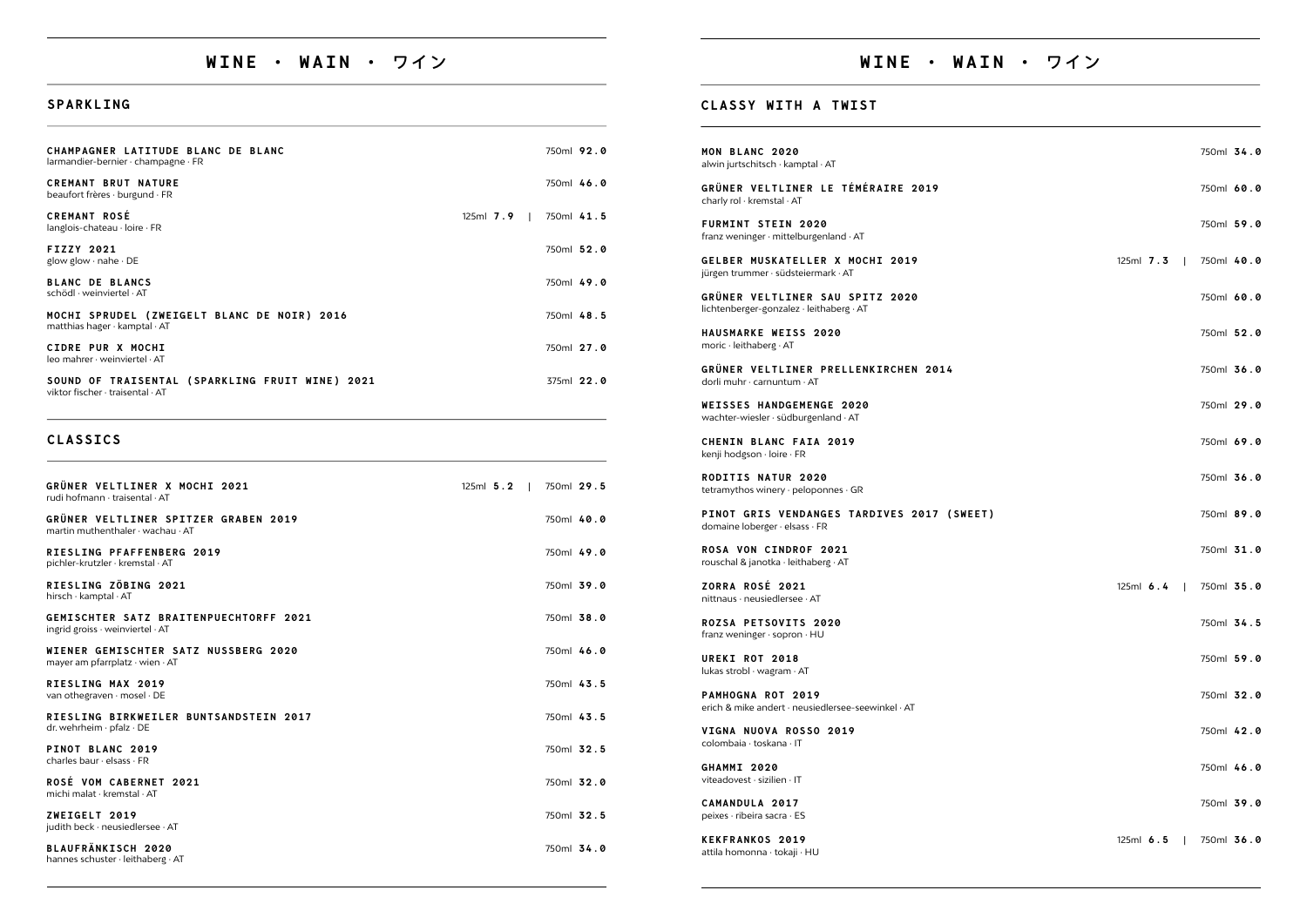# WINE · WAIN · ワイン

## SPARKLING

| Wine | 125ml | 750ml |
|---|---|---|
| **CHAMPAGNER LATITUDE BLANC DE BLANC**<br>larmandier-bernier · champagne · FR | | 750ml **92.0** |
| **CREMANT BRUT NATURE**<br>beaufort frères · burgund · FR | | 750ml **46.0** |
| **CREMANT ROSÉ**<br>langlois-chateau · loire · FR | 125ml **7.9** | 750ml **41.5** |
| **FIZZY 2021**<br>glow glow · nahe · DE | | 750ml **52.0** |
| **BLANC DE BLANCS**<br>schödl · weinviertel · AT | | 750ml **49.0** |
| **MOCHI SPRUDEL (ZWEIGELT BLANC DE NOIR) 2016**<br>matthias hager · kamptal · AT | | 750ml **48.5** |
| **CIDRE PUR X MOCHI**<br>leo mahrer · weinviertel · AT | | 750ml **27.0** |
| **SOUND OF TRAISENTAL (SPARKLING FRUIT WINE) 2021**<br>viktor fischer · traisental · AT | | 375ml **22.0** |

## CLASSICS

| Wine | 125ml | 750ml |
|---|---|---|
| **GRÜNER VELTLINER X MOCHI 2021**<br>rudi hofmann · traisental · AT | 125ml **5.2** | 750ml **29.5** |
| **GRÜNER VELTLINER SPITZER GRABEN 2019**<br>martin muthenthaler · wachau · AT | | 750ml **40.0** |
| **RIESLING PFAFFENBERG 2019**<br>pichler-krutzler · kremstal · AT | | 750ml **49.0** |
| **RIESLING ZÖBING 2021**<br>hirsch · kamptal · AT | | 750ml **39.0** |
| **GEMISCHTER SATZ BRAITENPUECHTORFF 2021**<br>ingrid groiss · weinviertel · AT | | 750ml **38.0** |
| **WIENER GEMISCHTER SATZ NUSSBERG 2020**<br>mayer am pfarrplatz · wien · AT | | 750ml **46.0** |
| **RIESLING MAX 2019**<br>van othegraven · mosel · DE | | 750ml **43.5** |
| **RIESLING BIRKWEILER BUNTSANDSTEIN 2017**<br>dr. wehrheim · pfalz · DE | | 750ml **43.5** |
| **PINOT BLANC 2019**<br>charles baur · elsass · FR | | 750ml **32.5** |
| **ROSÉ VOM CABERNET 2021**<br>michi malat · kremstal · AT | | 750ml **32.0** |
| **ZWEIGELT 2019**<br>judith beck · neusiedlersee · AT | | 750ml **32.5** |
| **BLAUFRÄNKISCH 2020**<br>hannes schuster · leithaberg · AT | | 750ml **34.0** |

# WINE · WAIN · ワイン

## CLASSY WITH A TWIST

| Wine | 125ml | 750ml |
|---|---|---|
| **MON BLANC 2020**<br>alwin jurtschitsch · kamptal · AT | | 750ml **34.0** |
| **GRÜNER VELTLINER LE TÉMÉRAIRE 2019**<br>charly rol · kremstal · AT | | 750ml **60.0** |
| **FURMINT STEIN 2020**<br>franz weninger · mittelburgenland · AT | | 750ml **59.0** |
| **GELBER MUSKATELLER X MOCHI 2019**<br>jürgen trummer · südsteiermark · AT | 125ml **7.3** | 750ml **40.0** |
| **GRÜNER VELTLINER SAU SPITZ 2020**<br>lichtenberger-gonzalez · leithaberg · AT | | 750ml **60.0** |
| **HAUSMARKE WEISS 2020**<br>moric · leithaberg · AT | | 750ml **52.0** |
| **GRÜNER VELTLINER PRELLENKIRCHEN 2014**<br>dorli muhr · carnuntum · AT | | 750ml **36.0** |
| **WEISSES HANDGEMENGE 2020**<br>wachter-wiesler · südburgenland · AT | | 750ml **29.0** |
| **CHENIN BLANC FAIA 2019**<br>kenji hodgson · loire · FR | | 750ml **69.0** |
| **RODITIS NATUR 2020**<br>tetramythos winery · peloponnes · GR | | 750ml **36.0** |
| **PINOT GRIS VENDANGES TARDIVES 2017 (SWEET)**<br>domaine loberger · elsass · FR | | 750ml **89.0** |
| **ROSA VON CINDROF 2021**<br>rouschal & janotka · leithaberg · AT | | 750ml **31.0** |
| **ZORRA ROSÉ 2021**<br>nittnaus · neusiedlersee · AT | 125ml **6.4** | 750ml **35.0** |
| **ROZSA PETSOVITS 2020**<br>franz weninger · sopron · HU | | 750ml **34.5** |
| **UREKI ROT 2018**<br>lukas strobl · wagram · AT | | 750ml **59.0** |
| **PAMHOGNA ROT 2019**<br>erich & mike andert · neusiedlersee-seewinkel · AT | | 750ml **32.0** |
| **VIGNA NUOVA ROSSO 2019**<br>colombaia · toskana · IT | | 750ml **42.0** |
| **GHAMMI 2020**<br>viteadovest · sizilien · IT | | 750ml **46.0** |
| **CAMANDULA 2017**<br>peixes · ribeira sacra · ES | | 750ml **39.0** |
| **KEKFRANKOS 2019**<br>attila homonna · tokaji · HU | 125ml **6.5** | 750ml **36.0** |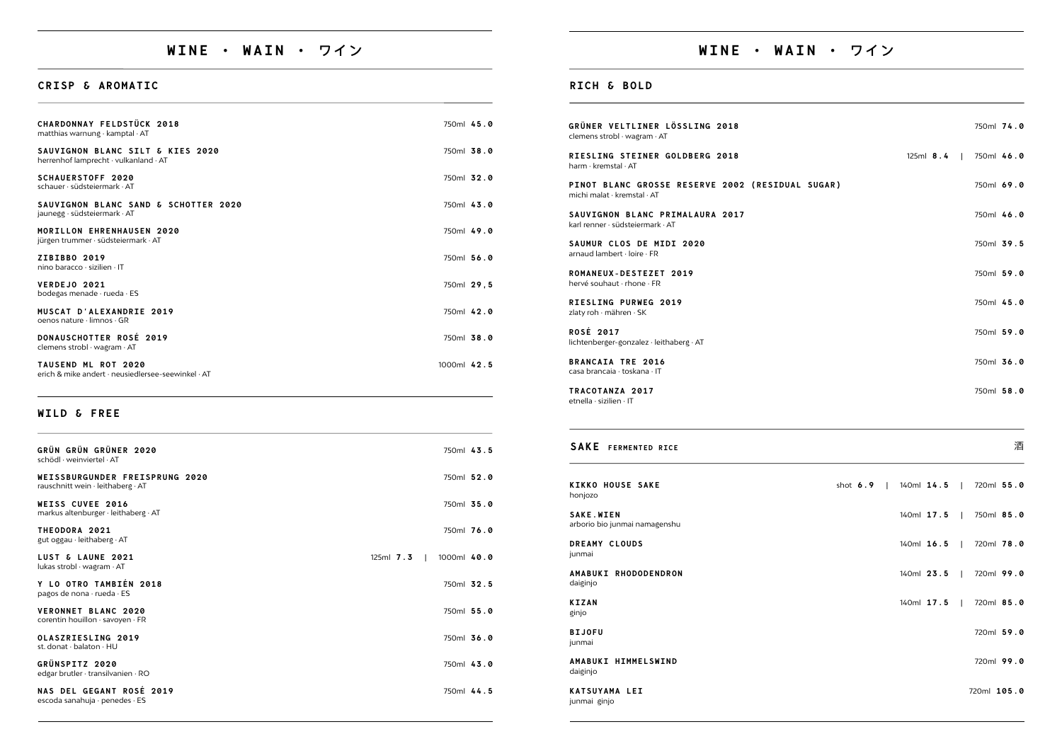# WINE · WAIN · ワイン

## CRISP & AROMATIC

| | | |
|---|---|---|
| **CHARDONNAY FELDSTÜCK 2018**<br>matthias warnung · kamptal · AT | | 750ml **45.0** |
| **SAUVIGNON BLANC SILT & KIES 2020**<br>herrenhof lamprecht · vulkanland · AT | | 750ml **38.0** |
| **SCHAUERSTOFF 2020**<br>schauer · südsteiermark · AT | | 750ml **32.0** |
| **SAUVIGNON BLANC SAND & SCHOTTER 2020**<br>jaunegg · südsteiermark · AT | | 750ml **43.0** |
| **MORILLON EHRENHAUSEN 2020**<br>jürgen trummer · südsteiermark · AT | | 750ml **49.0** |
| **ZIBIBBO 2019**<br>nino baracco · sizilien · IT | | 750ml **56.0** |
| **VERDEJO 2021**<br>bodegas menade · rueda · ES | | 750ml **29,5** |
| **MUSCAT D'ALEXANDRIE 2019**<br>oenos nature · limnos · GR | | 750ml **42.0** |
| **DONAUSCHOTTER ROSÉ 2019**<br>clemens strobl · wagram · AT | | 750ml **38.0** |
| **TAUSEND ML ROT 2020**<br>erich & mike andert · neusiedlersee-seewinkel · AT | | 1000ml **42.5** |

## WILD & FREE

| | | |
|---|---|---|
| **GRÜN GRÜN GRÜNER 2020**<br>schödl · weinviertel · AT | | 750ml **43.5** |
| **WEISSBURGUNDER FREISPRUNG 2020**<br>rauschnitt wein · leithaberg · AT | | 750ml **52.0** |
| **WEISS CUVEE 2016**<br>markus altenburger · leithaberg · AT | | 750ml **35.0** |
| **THEODORA 2021**<br>gut oggau · leithaberg · AT | | 750ml **76.0** |
| **LUST & LAUNE 2021**<br>lukas strobl · wagram · AT | 125ml **7.3** | 1000ml **40.0** |
| **Y LO OTRO TAMBIÉN 2018**<br>pagos de nona · rueda · ES | | 750ml **32.5** |
| **VERONNET BLANC 2020**<br>corentin houillon · savoyen · FR | | 750ml **55.0** |
| **OLASZRIESLING 2019**<br>st. donat · balaton · HU | | 750ml **36.0** |
| **GRÜNSPITZ 2020**<br>edgar brutler · transilvanien · RO | | 750ml **43.0** |
| **NAS DEL GEGANT ROSÉ 2019**<br>escoda sanahuja · penedes · ES | | 750ml **44.5** |

# WINE · WAIN · ワイン

## RICH & BOLD

| | | |
|---|---|---|
| **GRÜNER VELTLINER LÖSSLING 2018**<br>clemens strobl · wagram · AT | | 750ml **74.0** |
| **RIESLING STEINER GOLDBERG 2018**<br>harm · kremstal · AT | 125ml **8.4** | 750ml **46.0** |
| **PINOT BLANC GROSSE RESERVE 2002 (RESIDUAL SUGAR)**<br>michi malat · kremstal · AT | | 750ml **69.0** |
| **SAUVIGNON BLANC PRIMALAURA 2017**<br>karl renner · südsteiermark · AT | | 750ml **46.0** |
| **SAUMUR CLOS DE MIDI 2020**<br>arnaud lambert · loire · FR | | 750ml **39.5** |
| **ROMANEUX-DESTEZET 2019**<br>hervé souhaut · rhone · FR | | 750ml **59.0** |
| **RIESLING PURWEG 2019**<br>zlaty roh · mähren · SK | | 750ml **45.0** |
| **ROSÉ 2017**<br>lichtenberger-gonzalez · leithaberg · AT | | 750ml **59.0** |
| **BRANCAIA TRE 2016**<br>casa brancaia · toskana · IT | | 750ml **36.0** |
| **TRACOTANZA 2017**<br>etnella · sizilien · IT | | 750ml **58.0** |

## SAKE FERMENTED RICE 酒

| | | | |
|---|---|---|---|
| **KIKKO HOUSE SAKE**<br>honjozo | shot **6.9** | 140ml **14.5** | 720ml **55.0** |
| **SAKE.WIEN**<br>arborio bio junmai namagenshu | | 140ml **17.5** | 750ml **85.0** |
| **DREAMY CLOUDS**<br>junmai | | 140ml **16.5** | 720ml **78.0** |
| **AMABUKI RHODODENDRON**<br>daiginjo | | 140ml **23.5** | 720ml **99.0** |
| **KIZAN**<br>ginjo | | 140ml **17.5** | 720ml **85.0** |
| **BIJOFU**<br>junmai | | | 720ml **59.0** |
| **AMABUKI HIMMELSWIND**<br>daiginjo | | | 720ml **99.0** |
| **KATSUYAMA LEI**<br>junmai ginjo | | | 720ml **105.0** |